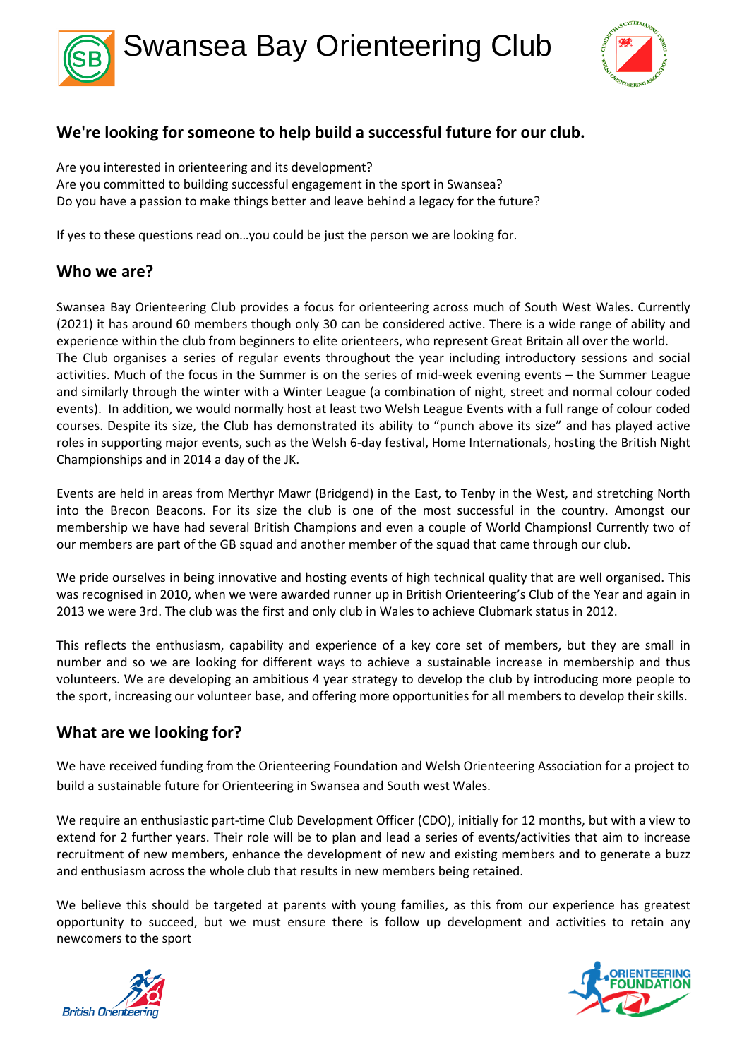# Swansea Bay Orienteering Club

## We're looking for someone to help build a successful future for our club.

Are you interested in orienteering and its development?
Are you committed to building successful engagement in the sport in Swansea?
Do you have a passion to make things better and leave behind a legacy for the future?

If yes to these questions read on…you could be just the person we are looking for.

## Who we are?

Swansea Bay Orienteering Club provides a focus for orienteering across much of South West Wales. Currently (2021) it has around 60 members though only 30 can be considered active. There is a wide range of ability and experience within the club from beginners to elite orienteers, who represent Great Britain all over the world.
The Club organises a series of regular events throughout the year including introductory sessions and social activities. Much of the focus in the Summer is on the series of mid-week evening events – the Summer League and similarly through the winter with a Winter League (a combination of night, street and normal colour coded events). In addition, we would normally host at least two Welsh League Events with a full range of colour coded courses. Despite its size, the Club has demonstrated its ability to "punch above its size" and has played active roles in supporting major events, such as the Welsh 6-day festival, Home Internationals, hosting the British Night Championships and in 2014 a day of the JK.

Events are held in areas from Merthyr Mawr (Bridgend) in the East, to Tenby in the West, and stretching North into the Brecon Beacons. For its size the club is one of the most successful in the country. Amongst our membership we have had several British Champions and even a couple of World Champions! Currently two of our members are part of the GB squad and another member of the squad that came through our club.

We pride ourselves in being innovative and hosting events of high technical quality that are well organised. This was recognised in 2010, when we were awarded runner up in British Orienteering's Club of the Year and again in 2013 we were 3rd. The club was the first and only club in Wales to achieve Clubmark status in 2012.

This reflects the enthusiasm, capability and experience of a key core set of members, but they are small in number and so we are looking for different ways to achieve a sustainable increase in membership and thus volunteers. We are developing an ambitious 4 year strategy to develop the club by introducing more people to the sport, increasing our volunteer base, and offering more opportunities for all members to develop their skills.

## What are we looking for?

We have received funding from the Orienteering Foundation and Welsh Orienteering Association for a project to build a sustainable future for Orienteering in Swansea and South west Wales.

We require an enthusiastic part-time Club Development Officer (CDO), initially for 12 months, but with a view to extend for 2 further years. Their role will be to plan and lead a series of events/activities that aim to increase recruitment of new members, enhance the development of new and existing members and to generate a buzz and enthusiasm across the whole club that results in new members being retained.

We believe this should be targeted at parents with young families, as this from our experience has greatest opportunity to succeed, but we must ensure there is follow up development and activities to retain any newcomers to the sport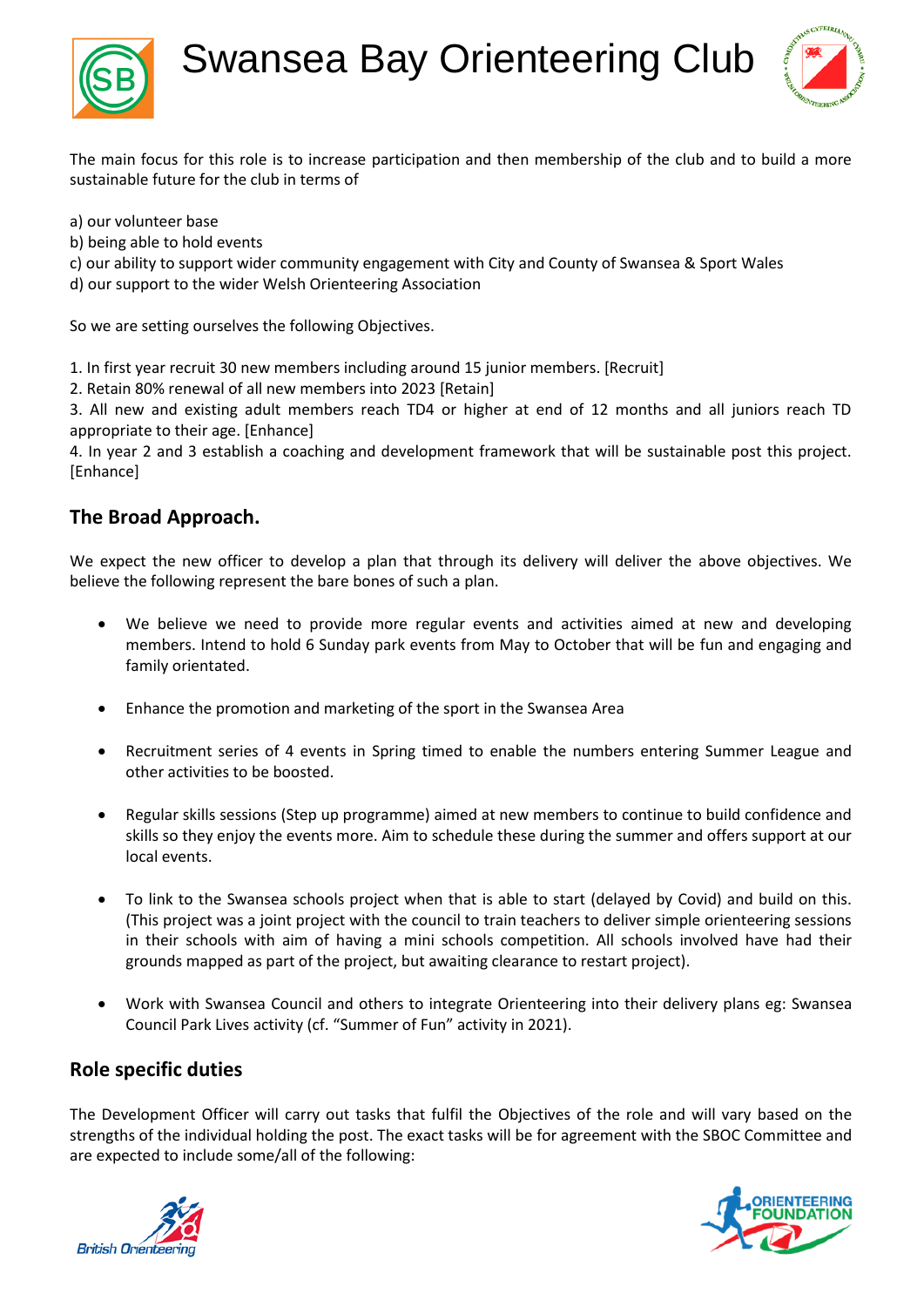The main focus for this role is to increase participation and then membership of the club and to build a more sustainable future for the club in terms of

a) our volunteer base
b) being able to hold events
c) our ability to support wider community engagement with City and County of Swansea & Sport Wales
d) our support to the wider Welsh Orienteering Association

So we are setting ourselves the following Objectives.

1. In first year recruit 30 new members including around 15 junior members. [Recruit]
2. Retain 80% renewal of all new members into 2023 [Retain]
3. All new and existing adult members reach TD4 or higher at end of 12 months and all juniors reach TD appropriate to their age. [Enhance]
4. In year 2 and 3 establish a coaching and development framework that will be sustainable post this project. [Enhance]

## The Broad Approach.

We expect the new officer to develop a plan that through its delivery will deliver the above objectives. We believe the following represent the bare bones of such a plan.

- We believe we need to provide more regular events and activities aimed at new and developing members. Intend to hold 6 Sunday park events from May to October that will be fun and engaging and family orientated.
- Enhance the promotion and marketing of the sport in the Swansea Area
- Recruitment series of 4 events in Spring timed to enable the numbers entering Summer League and other activities to be boosted.
- Regular skills sessions (Step up programme) aimed at new members to continue to build confidence and skills so they enjoy the events more. Aim to schedule these during the summer and offers support at our local events.
- To link to the Swansea schools project when that is able to start (delayed by Covid) and build on this. (This project was a joint project with the council to train teachers to deliver simple orienteering sessions in their schools with aim of having a mini schools competition. All schools involved have had their grounds mapped as part of the project, but awaiting clearance to restart project).
- Work with Swansea Council and others to integrate Orienteering into their delivery plans eg: Swansea Council Park Lives activity (cf. “Summer of Fun” activity in 2021).

## Role specific duties

The Development Officer will carry out tasks that fulfil the Objectives of the role and will vary based on the strengths of the individual holding the post. The exact tasks will be for agreement with the SBOC Committee and are expected to include some/all of the following: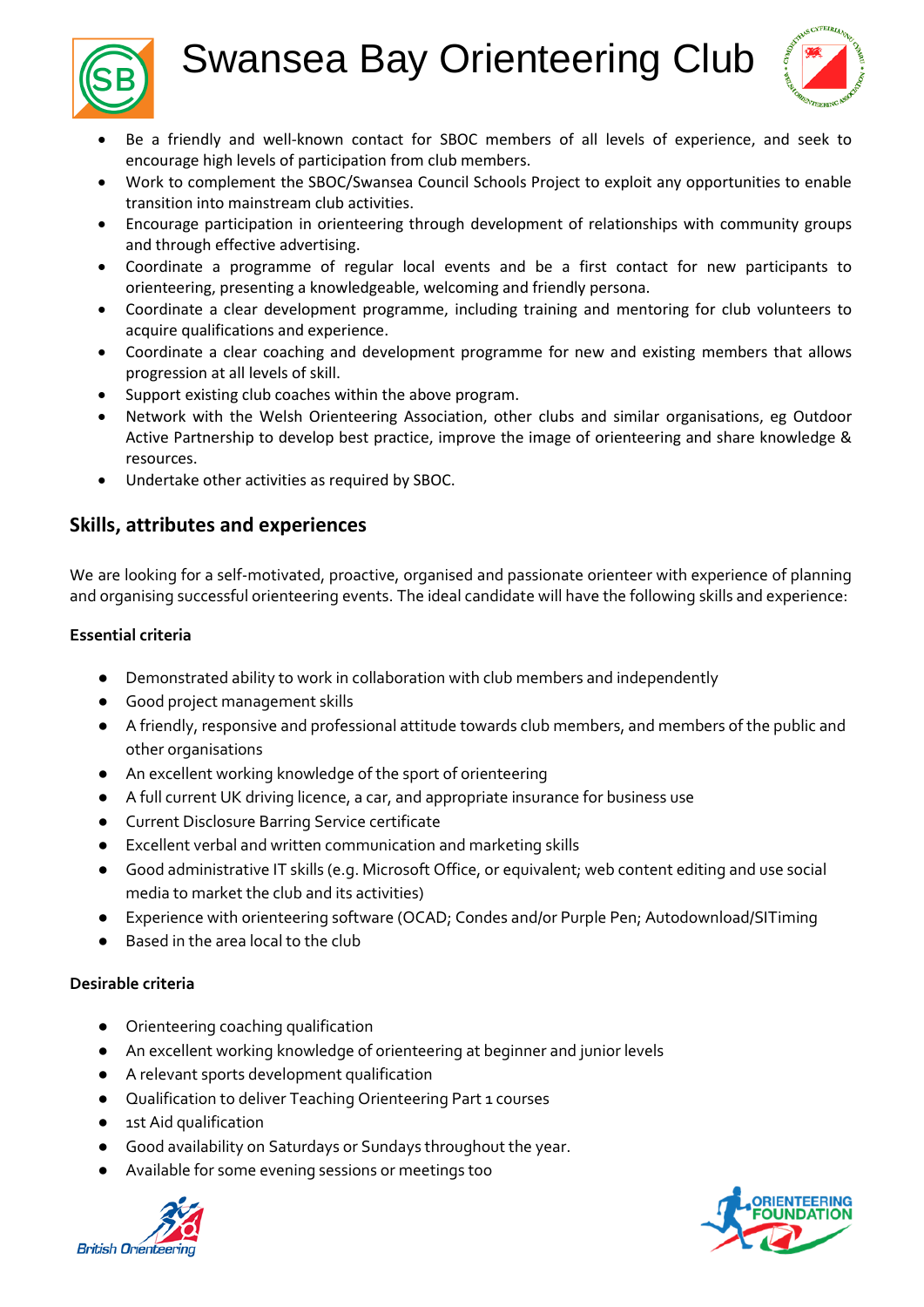- Be a friendly and well-known contact for SBOC members of all levels of experience, and seek to encourage high levels of participation from club members.
- Work to complement the SBOC/Swansea Council Schools Project to exploit any opportunities to enable transition into mainstream club activities.
- Encourage participation in orienteering through development of relationships with community groups and through effective advertising.
- Coordinate a programme of regular local events and be a first contact for new participants to orienteering, presenting a knowledgeable, welcoming and friendly persona.
- Coordinate a clear development programme, including training and mentoring for club volunteers to acquire qualifications and experience.
- Coordinate a clear coaching and development programme for new and existing members that allows progression at all levels of skill.
- Support existing club coaches within the above program.
- Network with the Welsh Orienteering Association, other clubs and similar organisations, eg Outdoor Active Partnership to develop best practice, improve the image of orienteering and share knowledge & resources.
- Undertake other activities as required by SBOC.

## Skills, attributes and experiences

We are looking for a self-motivated, proactive, organised and passionate orienteer with experience of planning and organising successful orienteering events. The ideal candidate will have the following skills and experience:

**Essential criteria**

- Demonstrated ability to work in collaboration with club members and independently
- Good project management skills
- A friendly, responsive and professional attitude towards club members, and members of the public and other organisations
- An excellent working knowledge of the sport of orienteering
- A full current UK driving licence, a car, and appropriate insurance for business use
- Current Disclosure Barring Service certificate
- Excellent verbal and written communication and marketing skills
- Good administrative IT skills (e.g. Microsoft Office, or equivalent; web content editing and use social media to market the club and its activities)
- Experience with orienteering software (OCAD; Condes and/or Purple Pen; Autodownload/SITiming
- Based in the area local to the club

**Desirable criteria**

- Orienteering coaching qualification
- An excellent working knowledge of orienteering at beginner and junior levels
- A relevant sports development qualification
- Qualification to deliver Teaching Orienteering Part 1 courses
- 1st Aid qualification
- Good availability on Saturdays or Sundays throughout the year.
- Available for some evening sessions or meetings too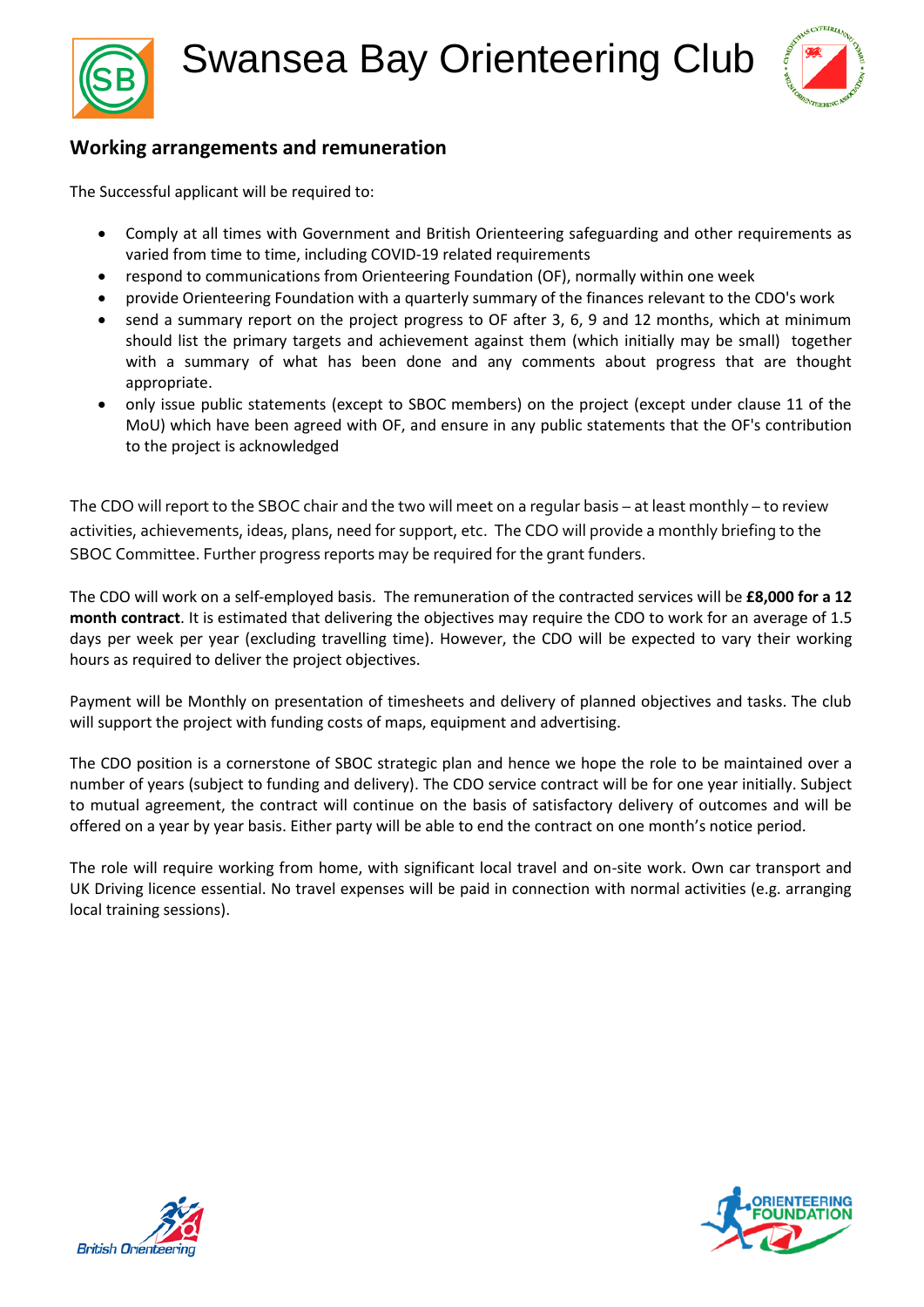## Working arrangements and remuneration

The Successful applicant will be required to:

- Comply at all times with Government and British Orienteering safeguarding and other requirements as varied from time to time, including COVID-19 related requirements
- respond to communications from Orienteering Foundation (OF), normally within one week
- provide Orienteering Foundation with a quarterly summary of the finances relevant to the CDO's work
- send a summary report on the project progress to OF after 3, 6, 9 and 12 months, which at minimum should list the primary targets and achievement against them (which initially may be small) together with a summary of what has been done and any comments about progress that are thought appropriate.
- only issue public statements (except to SBOC members) on the project (except under clause 11 of the MoU) which have been agreed with OF, and ensure in any public statements that the OF's contribution to the project is acknowledged

The CDO will report to the SBOC chair and the two will meet on a regular basis – at least monthly – to review activities, achievements, ideas, plans, need for support, etc. The CDO will provide a monthly briefing to the SBOC Committee. Further progress reports may be required for the grant funders.

The CDO will work on a self-employed basis. The remuneration of the contracted services will be **£8,000 for a 12 month contract**. It is estimated that delivering the objectives may require the CDO to work for an average of 1.5 days per week per year (excluding travelling time). However, the CDO will be expected to vary their working hours as required to deliver the project objectives.

Payment will be Monthly on presentation of timesheets and delivery of planned objectives and tasks. The club will support the project with funding costs of maps, equipment and advertising.

The CDO position is a cornerstone of SBOC strategic plan and hence we hope the role to be maintained over a number of years (subject to funding and delivery). The CDO service contract will be for one year initially. Subject to mutual agreement, the contract will continue on the basis of satisfactory delivery of outcomes and will be offered on a year by year basis. Either party will be able to end the contract on one month's notice period.

The role will require working from home, with significant local travel and on-site work. Own car transport and UK Driving licence essential. No travel expenses will be paid in connection with normal activities (e.g. arranging local training sessions).